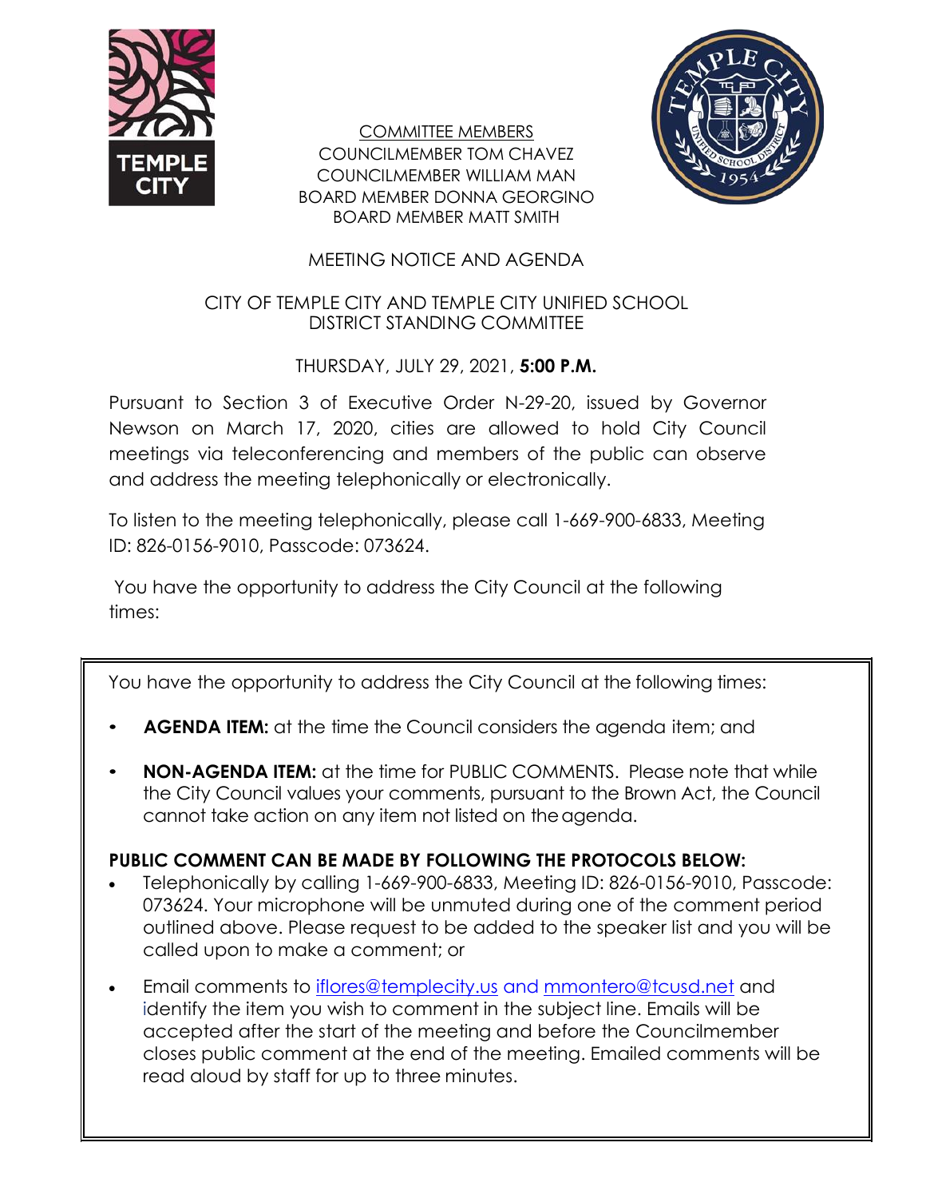COMMITTEE MEMBERS
COUNCILMEMBER TOM CHAVEZ
COUNCILMEMBER WILLIAM MAN
BOARD MEMBER DONNA GEORGINO
BOARD MEMBER MATT SMITH

# MEETING NOTICE AND AGENDA

## CITY OF TEMPLE CITY AND TEMPLE CITY UNIFIED SCHOOL DISTRICT STANDING COMMITTEE

THURSDAY, JULY 29, 2021, **5:00 P.M.**

Pursuant to Section 3 of Executive Order N-29-20, issued by Governor Newson on March 17, 2020, cities are allowed to hold City Council meetings via teleconferencing and members of the public can observe and address the meeting telephonically or electronically.

To listen to the meeting telephonically, please call 1-669-900-6833, Meeting ID: 826-0156-9010, Passcode: 073624.

You have the opportunity to address the City Council at the following times:

You have the opportunity to address the City Council at the following times:

- **AGENDA ITEM:** at the time the Council considers the agenda item; and
- **NON-AGENDA ITEM:** at the time for PUBLIC COMMENTS. Please note that while the City Council values your comments, pursuant to the Brown Act, the Council cannot take action on any item not listed on the agenda.

**PUBLIC COMMENT CAN BE MADE BY FOLLOWING THE PROTOCOLS BELOW:**

- Telephonically by calling 1-669-900-6833, Meeting ID: 826-0156-9010, Passcode: 073624. Your microphone will be unmuted during one of the comment period outlined above. Please request to be added to the speaker list and you will be called upon to make a comment; or
- Email comments to iflores@templecity.us and mmontero@tcusd.net and identify the item you wish to comment in the subject line. Emails will be accepted after the start of the meeting and before the Councilmember closes public comment at the end of the meeting. Emailed comments will be read aloud by staff for up to three minutes.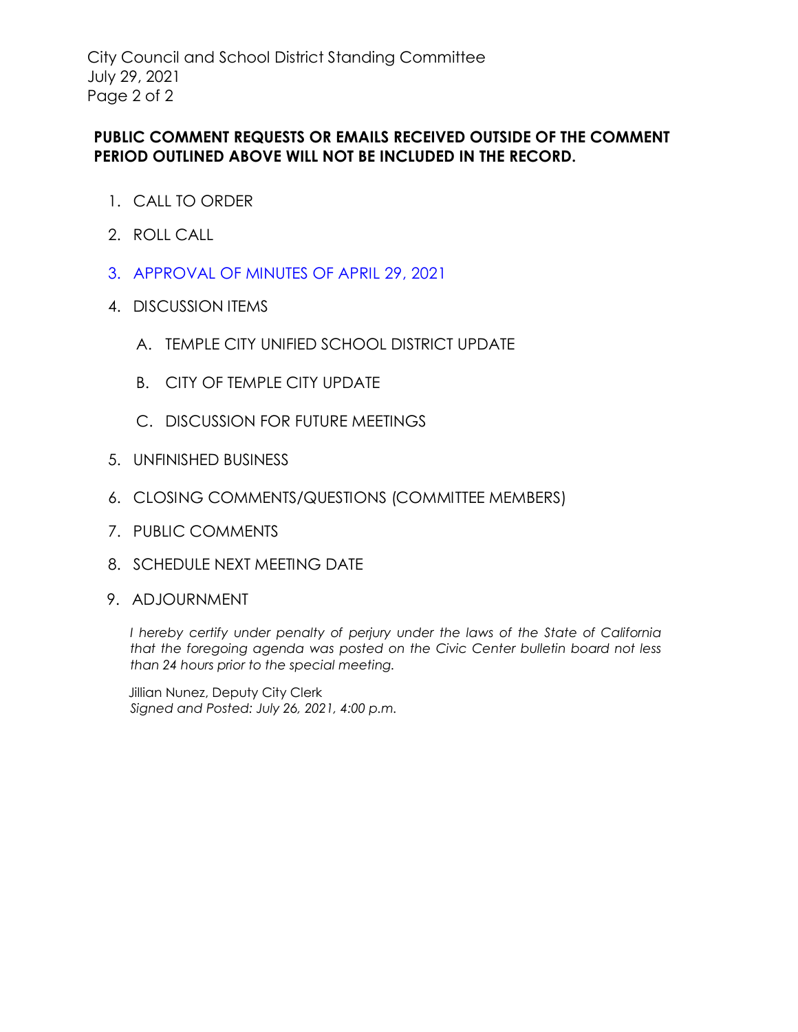**PUBLIC COMMENT REQUESTS OR EMAILS RECEIVED OUTSIDE OF THE COMMENT PERIOD OUTLINED ABOVE WILL NOT BE INCLUDED IN THE RECORD.**

1. CALL TO ORDER
2. ROLL CALL
3. APPROVAL OF MINUTES OF APRIL 29, 2021
4. DISCUSSION ITEMS
   - A. TEMPLE CITY UNIFIED SCHOOL DISTRICT UPDATE
   - B. CITY OF TEMPLE CITY UPDATE
   - C. DISCUSSION FOR FUTURE MEETINGS
5. UNFINISHED BUSINESS
6. CLOSING COMMENTS/QUESTIONS (COMMITTEE MEMBERS)
7. PUBLIC COMMENTS
8. SCHEDULE NEXT MEETING DATE
9. ADJOURNMENT

*I hereby certify under penalty of perjury under the laws of the State of California that the foregoing agenda was posted on the Civic Center bulletin board not less than 24 hours prior to the special meeting.*

Jillian Nunez, Deputy City Clerk
*Signed and Posted: July 26, 2021, 4:00 p.m.*